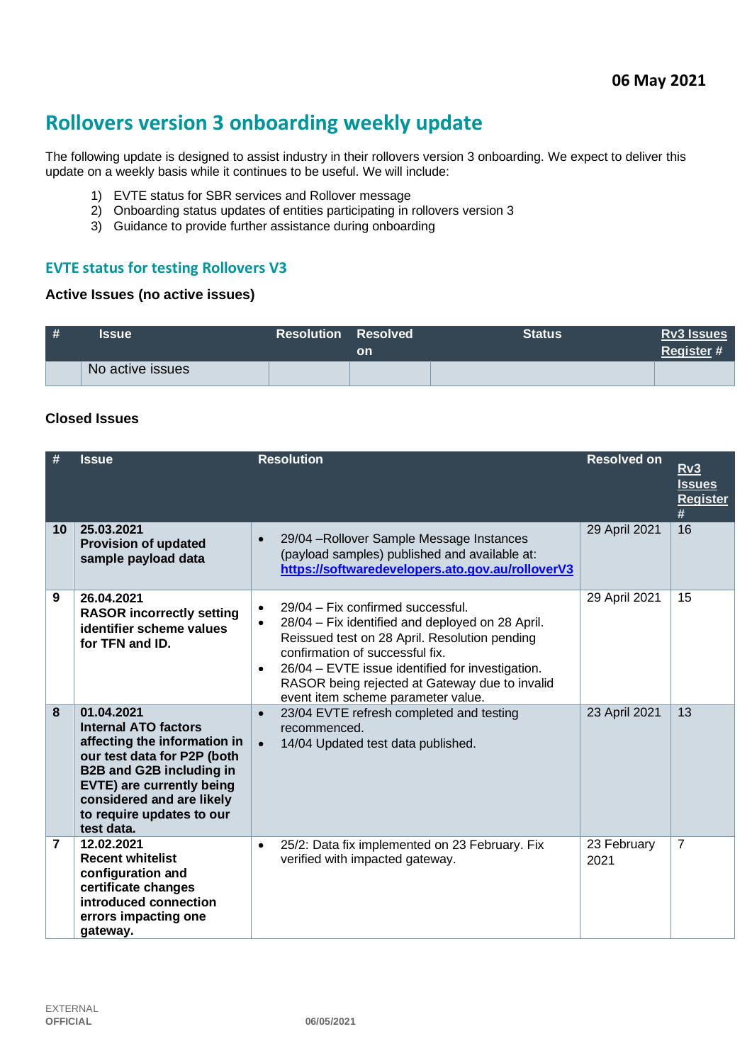**06 May 2021**

# Rollovers version 3 onboarding weekly update

The following update is designed to assist industry in their rollovers version 3 onboarding. We expect to deliver this update on a weekly basis while it continues to be useful. We will include:

1) EVTE status for SBR services and Rollover message
2) Onboarding status updates of entities participating in rollovers version 3
3) Guidance to provide further assistance during onboarding

## EVTE status for testing Rollovers V3

### Active Issues (no active issues)

| # | Issue | Resolution | Resolved on | Status | Rv3 Issues Register # |
|---|---|---|---|---|---|
| | No active issues | | | | |

### Closed Issues

| # | Issue | Resolution | Resolved on | Rv3 Issues Register # |
|---|---|---|---|---|
| 10 | **25.03.2021 Provision of updated sample payload data** | • 29/04 –Rollover Sample Message Instances (payload samples) published and available at: **https://softwaredevelopers.ato.gov.au/rolloverV3** | 29 April 2021 | 16 |
| 9 | **26.04.2021 RASOR incorrectly setting identifier scheme values for TFN and ID.** | • 29/04 – Fix confirmed successful.<br>• 28/04 – Fix identified and deployed on 28 April. Reissued test on 28 April. Resolution pending confirmation of successful fix.<br>• 26/04 – EVTE issue identified for investigation. RASOR being rejected at Gateway due to invalid event item scheme parameter value. | 29 April 2021 | 15 |
| 8 | **01.04.2021 Internal ATO factors affecting the information in our test data for P2P (both B2B and G2B including in EVTE) are currently being considered and are likely to require updates to our test data.** | • 23/04 EVTE refresh completed and testing recommenced.<br>• 14/04 Updated test data published. | 23 April 2021 | 13 |
| 7 | **12.02.2021 Recent whitelist configuration and certificate changes introduced connection errors impacting one gateway.** | • 25/2: Data fix implemented on 23 February. Fix verified with impacted gateway. | 23 February 2021 | 7 |

EXTERNAL
**OFFICIAL**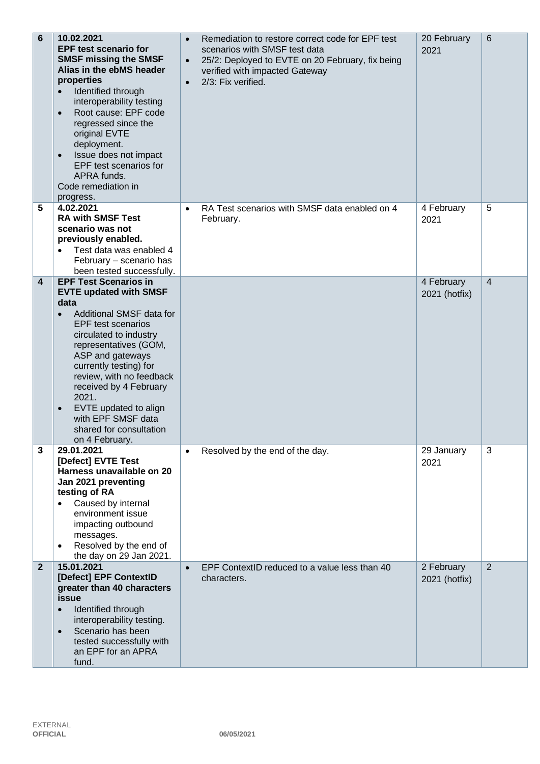| | | | | |
|---|---|---|---|---|
| **6** | **10.02.2021**<br>**EPF test scenario for SMSF missing the SMSF Alias in the ebMS header properties**<br>• Identified through interoperability testing<br>• Root cause: EPF code regressed since the original EVTE deployment.<br>• Issue does not impact EPF test scenarios for APRA funds.<br>Code remediation in progress. | • Remediation to restore correct code for EPF test scenarios with SMSF test data<br>• 25/2: Deployed to EVTE on 20 February, fix being verified with impacted Gateway<br>• 2/3: Fix verified. | 20 February 2021 | 6 |
| **5** | **4.02.2021**<br>**RA with SMSF Test scenario was not previously enabled.**<br>• Test data was enabled 4 February – scenario has been tested successfully. | • RA Test scenarios with SMSF data enabled on 4 February. | 4 February 2021 | 5 |
| **4** | **EPF Test Scenarios in EVTE updated with SMSF data**<br>• Additional SMSF data for EPF test scenarios circulated to industry representatives (GOM, ASP and gateways currently testing) for review, with no feedback received by 4 February 2021.<br>• EVTE updated to align with EPF SMSF data shared for consultation on 4 February. | | 4 February 2021 (hotfix) | 4 |
| **3** | **29.01.2021**<br>**[Defect] EVTE Test Harness unavailable on 20 Jan 2021 preventing testing of RA**<br>• Caused by internal environment issue impacting outbound messages.<br>• Resolved by the end of the day on 29 Jan 2021. | • Resolved by the end of the day. | 29 January 2021 | 3 |
| **2** | **15.01.2021**<br>**[Defect] EPF ContextID greater than 40 characters issue**<br>• Identified through interoperability testing.<br>• Scenario has been tested successfully with an EPF for an APRA fund. | • EPF ContextID reduced to a value less than 40 characters. | 2 February 2021 (hotfix) | 2 |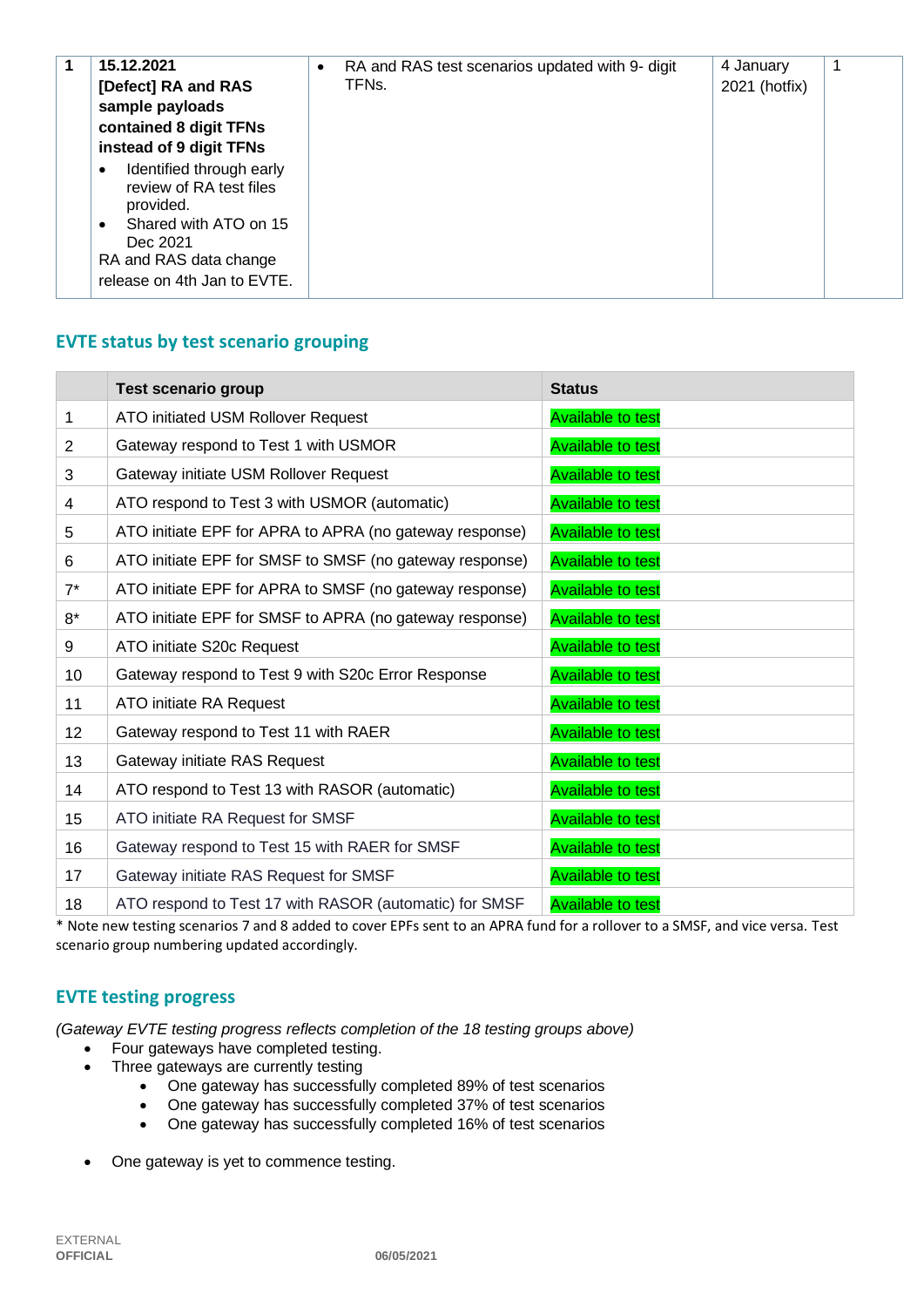| 1 | **15.12.2021** **[Defect] RA and RAS sample payloads contained 8 digit TFNs instead of 9 digit TFNs** <ul><li>Identified through early review of RA test files provided.</li><li>Shared with ATO on 15 Dec 2021</li></ul> RA and RAS data change release on 4th Jan to EVTE. | <ul><li>RA and RAS test scenarios updated with 9- digit TFNs.</li></ul> | 4 January 2021 (hotfix) | 1 |
|---|---|---|---|---|

## EVTE status by test scenario grouping

| | Test scenario group | Status |
|---|---|---|
| 1 | ATO initiated USM Rollover Request | Available to test |
| 2 | Gateway respond to Test 1 with USMOR | Available to test |
| 3 | Gateway initiate USM Rollover Request | Available to test |
| 4 | ATO respond to Test 3 with USMOR (automatic) | Available to test |
| 5 | ATO initiate EPF for APRA to APRA (no gateway response) | Available to test |
| 6 | ATO initiate EPF for SMSF to SMSF (no gateway response) | Available to test |
| 7* | ATO initiate EPF for APRA to SMSF (no gateway response) | Available to test |
| 8* | ATO initiate EPF for SMSF to APRA (no gateway response) | Available to test |
| 9 | ATO initiate S20c Request | Available to test |
| 10 | Gateway respond to Test 9 with S20c Error Response | Available to test |
| 11 | ATO initiate RA Request | Available to test |
| 12 | Gateway respond to Test 11 with RAER | Available to test |
| 13 | Gateway initiate RAS Request | Available to test |
| 14 | ATO respond to Test 13 with RASOR (automatic) | Available to test |
| 15 | ATO initiate RA Request for SMSF | Available to test |
| 16 | Gateway respond to Test 15 with RAER for SMSF | Available to test |
| 17 | Gateway initiate RAS Request for SMSF | Available to test |
| 18 | ATO respond to Test 17 with RASOR (automatic) for SMSF | Available to test |

* Note new testing scenarios 7 and 8 added to cover EPFs sent to an APRA fund for a rollover to a SMSF, and vice versa. Test scenario group numbering updated accordingly.

## EVTE testing progress

*(Gateway EVTE testing progress reflects completion of the 18 testing groups above)*

- Four gateways have completed testing.
- Three gateways are currently testing
  - One gateway has successfully completed 89% of test scenarios
  - One gateway has successfully completed 37% of test scenarios
  - One gateway has successfully completed 16% of test scenarios
- One gateway is yet to commence testing.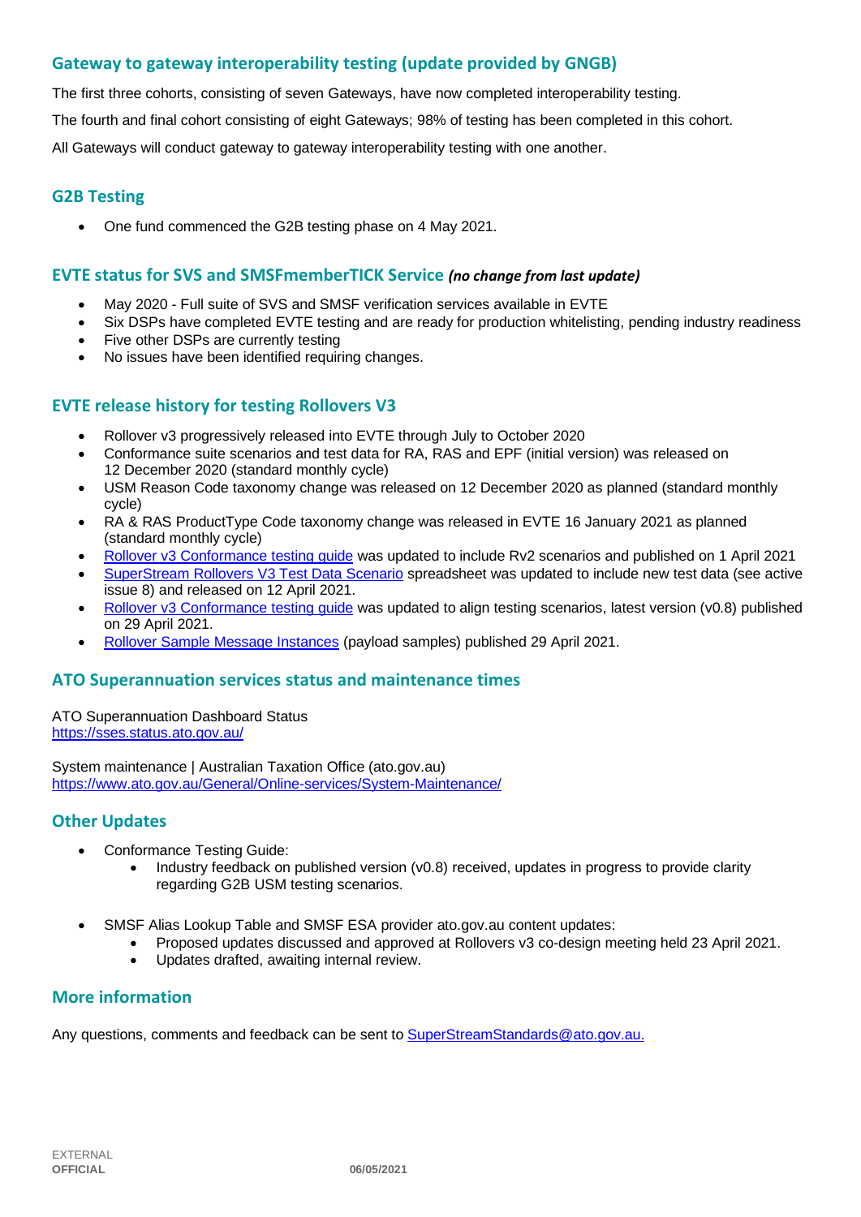## Gateway to gateway interoperability testing (update provided by GNGB)

The first three cohorts, consisting of seven Gateways, have now completed interoperability testing.

The fourth and final cohort consisting of eight Gateways; 98% of testing has been completed in this cohort.

All Gateways will conduct gateway to gateway interoperability testing with one another.

## G2B Testing

- One fund commenced the G2B testing phase on 4 May 2021.

## EVTE status for SVS and SMSFmemberTICK Service *(no change from last update)*

- May 2020 - Full suite of SVS and SMSF verification services available in EVTE
- Six DSPs have completed EVTE testing and are ready for production whitelisting, pending industry readiness
- Five other DSPs are currently testing
- No issues have been identified requiring changes.

## EVTE release history for testing Rollovers V3

- Rollover v3 progressively released into EVTE through July to October 2020
- Conformance suite scenarios and test data for RA, RAS and EPF (initial version) was released on 12 December 2020 (standard monthly cycle)
- USM Reason Code taxonomy change was released on 12 December 2020 as planned (standard monthly cycle)
- RA & RAS ProductType Code taxonomy change was released in EVTE 16 January 2021 as planned (standard monthly cycle)
- Rollover v3 Conformance testing guide was updated to include Rv2 scenarios and published on 1 April 2021
- SuperStream Rollovers V3 Test Data Scenario spreadsheet was updated to include new test data (see active issue 8) and released on 12 April 2021.
- Rollover v3 Conformance testing guide was updated to align testing scenarios, latest version (v0.8) published on 29 April 2021.
- Rollover Sample Message Instances (payload samples) published 29 April 2021.

## ATO Superannuation services status and maintenance times

ATO Superannuation Dashboard Status
https://sses.status.ato.gov.au/

System maintenance | Australian Taxation Office (ato.gov.au)
https://www.ato.gov.au/General/Online-services/System-Maintenance/

## Other Updates

- Conformance Testing Guide:
  - Industry feedback on published version (v0.8) received, updates in progress to provide clarity regarding G2B USM testing scenarios.

- SMSF Alias Lookup Table and SMSF ESA provider ato.gov.au content updates:
  - Proposed updates discussed and approved at Rollovers v3 co-design meeting held 23 April 2021.
  - Updates drafted, awaiting internal review.

## More information

Any questions, comments and feedback can be sent to SuperStreamStandards@ato.gov.au.